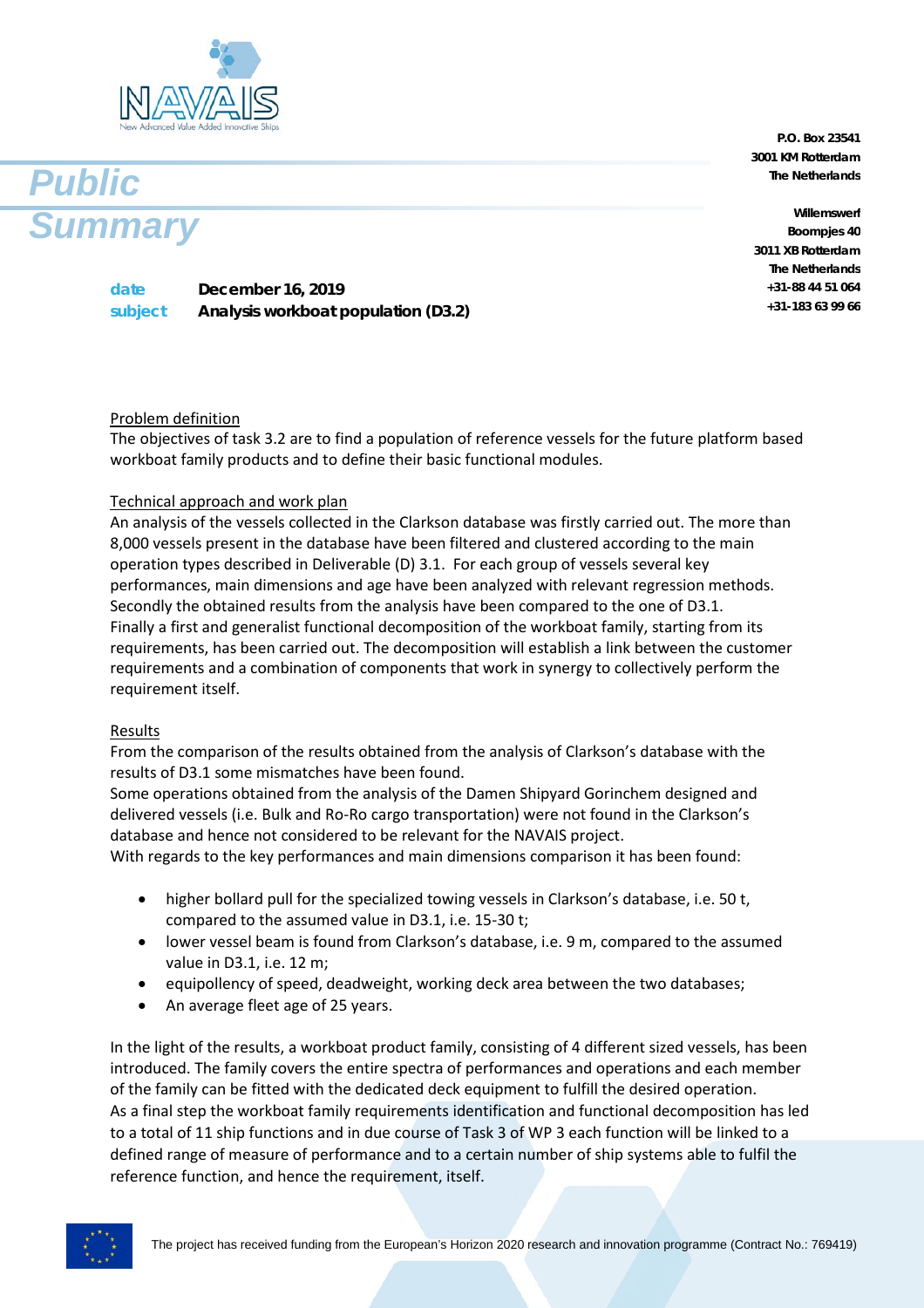# Public Summary

P.O. Box 23541
3001 KM Rotterdam
The Netherlands

Willemswerf
Boompjes 40
3011 XB Rotterdam
The Netherlands
+31-88 44 51 064
+31-183 63 99 66

**date** December 16, 2019
**subject** Analysis workboat population (D3.2)

## Problem definition

The objectives of task 3.2 are to find a population of reference vessels for the future platform based workboat family products and to define their basic functional modules.

## Technical approach and work plan

An analysis of the vessels collected in the Clarkson database was firstly carried out. The more than 8,000 vessels present in the database have been filtered and clustered according to the main operation types described in Deliverable (D) 3.1. For each group of vessels several key performances, main dimensions and age have been analyzed with relevant regression methods. Secondly the obtained results from the analysis have been compared to the one of D3.1. Finally a first and generalist functional decomposition of the workboat family, starting from its requirements, has been carried out. The decomposition will establish a link between the customer requirements and a combination of components that work in synergy to collectively perform the requirement itself.

## Results

From the comparison of the results obtained from the analysis of Clarkson's database with the results of D3.1 some mismatches have been found.
Some operations obtained from the analysis of the Damen Shipyard Gorinchem designed and delivered vessels (i.e. Bulk and Ro-Ro cargo transportation) were not found in the Clarkson's database and hence not considered to be relevant for the NAVAIS project.
With regards to the key performances and main dimensions comparison it has been found:

- higher bollard pull for the specialized towing vessels in Clarkson's database, i.e. 50 t, compared to the assumed value in D3.1, i.e. 15-30 t;
- lower vessel beam is found from Clarkson's database, i.e. 9 m, compared to the assumed value in D3.1, i.e. 12 m;
- equipollency of speed, deadweight, working deck area between the two databases;
- An average fleet age of 25 years.

In the light of the results, a workboat product family, consisting of 4 different sized vessels, has been introduced. The family covers the entire spectra of performances and operations and each member of the family can be fitted with the dedicated deck equipment to fulfill the desired operation.
As a final step the workboat family requirements identification and functional decomposition has led to a total of 11 ship functions and in due course of Task 3 of WP 3 each function will be linked to a defined range of measure of performance and to a certain number of ship systems able to fulfil the reference function, and hence the requirement, itself.

The project has received funding from the European's Horizon 2020 research and innovation programme (Contract No.: 769419)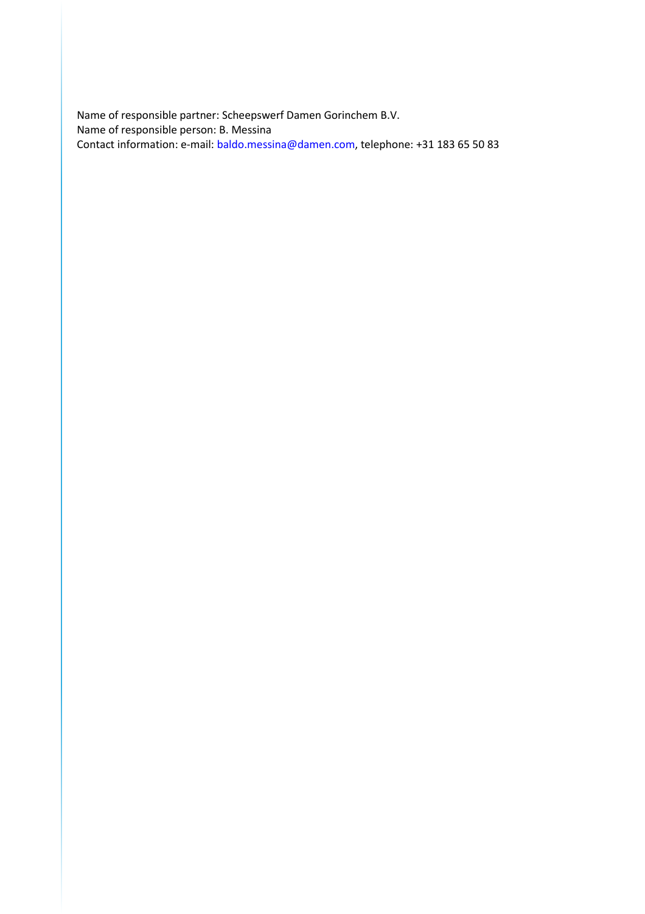Name of responsible partner: Scheepswerf Damen Gorinchem B.V.
Name of responsible person: B. Messina
Contact information: e-mail: baldo.messina@damen.com, telephone: +31 183 65 50 83